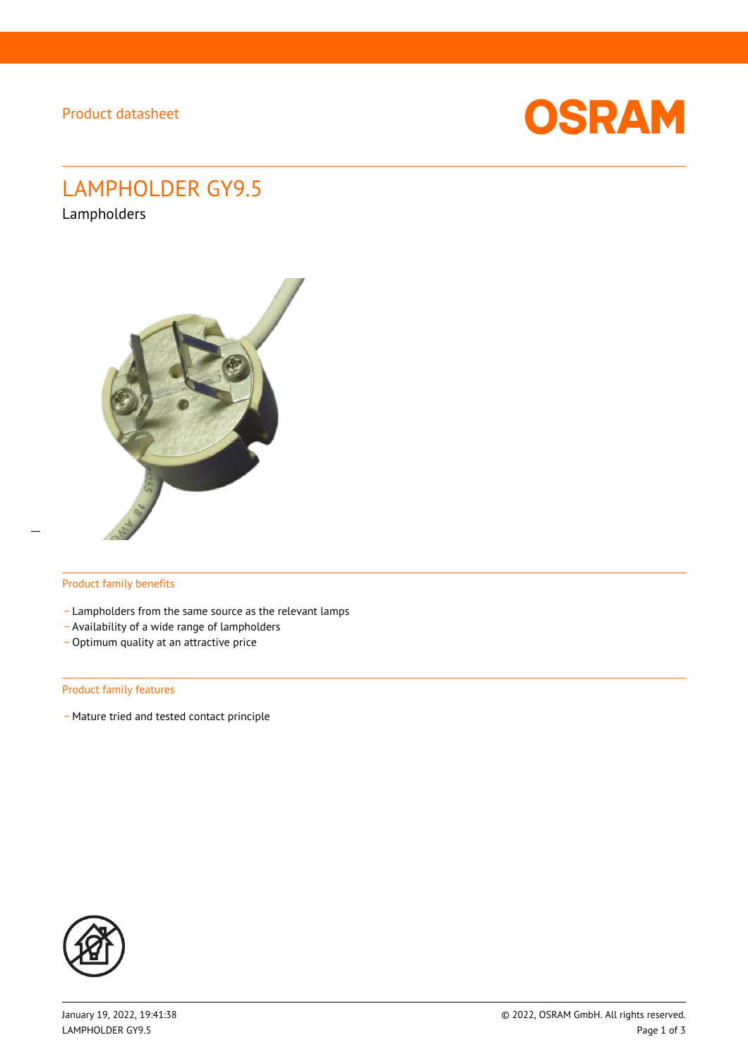Product datasheet

# LAMPHOLDER GY9.5

Lampholders

## Product family benefits

- Lampholders from the same source as the relevant lamps
- Availability of a wide range of lampholders
- Optimum quality at an attractive price

## Product family features

- Mature tried and tested contact principle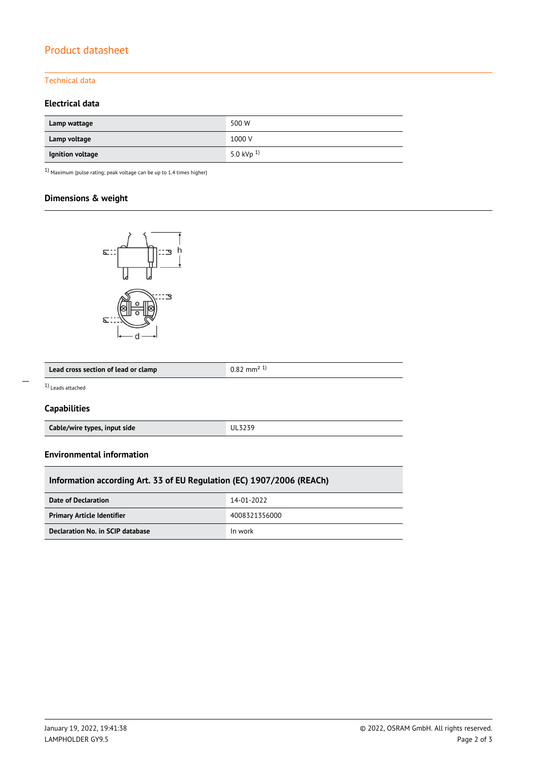## Technical data

### Electrical data

| Lamp wattage | 500 W |
|---|---|
| Lamp voltage | 1000 V |
| Ignition voltage | 5.0 kVp [1] |

[1] Maximum (pulse rating; peak voltage can be up to 1.4 times higher)

### Dimensions & weight

| Lead cross section of lead or clamp | 0.82 mm² [1] |
|---|---|

[1] Leads attached

### Capabilities

| Cable/wire types, input side | UL3239 |
|---|---|

### Environmental information

| Information according Art. 33 of EU Regulation (EC) 1907/2006 (REACh) | |
|---|---|
| Date of Declaration | 14-01-2022 |
| Primary Article Identifier | 4008321356000 |
| Declaration No. in SCIP database | In work |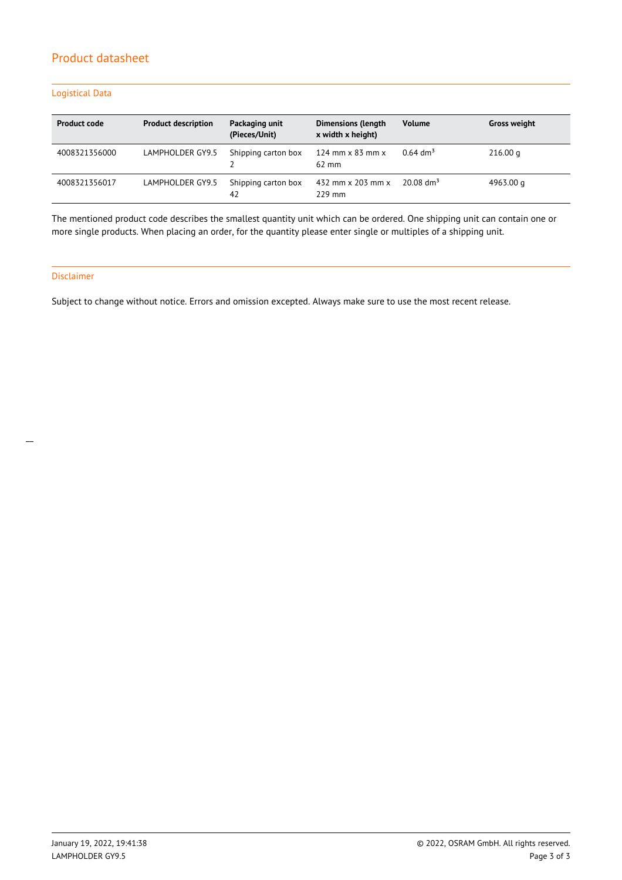## Logistical Data

| Product code | Product description | Packaging unit (Pieces/Unit) | Dimensions (length x width x height) | Volume | Gross weight |
|---|---|---|---|---|---|
| 4008321356000 | LAMPHOLDER GY9.5 | Shipping carton box 2 | 124 mm x 83 mm x 62 mm | 0.64 $dm^3$ | 216.00 g |
| 4008321356017 | LAMPHOLDER GY9.5 | Shipping carton box 42 | 432 mm x 203 mm x 229 mm | 20.08 $dm^3$ | 4963.00 g |

The mentioned product code describes the smallest quantity unit which can be ordered. One shipping unit can contain one or more single products. When placing an order, for the quantity please enter single or multiples of a shipping unit.

## Disclaimer

Subject to change without notice. Errors and omission excepted. Always make sure to use the most recent release.